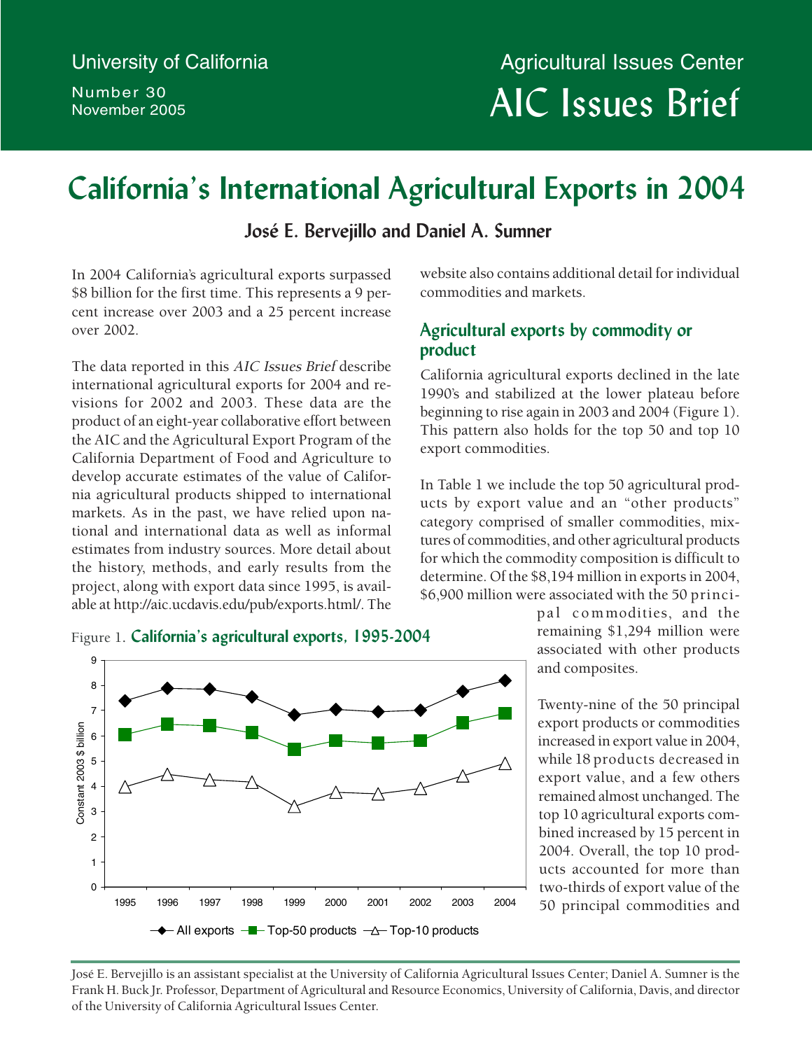University of California

Number 30
November 2005

Agricultural Issues Center

# AIC Issues Brief

## California's International Agricultural Exports in 2004

**José E. Bervejillo and Daniel A. Sumner**

In 2004 California's agricultural exports surpassed $8 billion for the first time. This represents a 9 percent increase over 2003 and a 25 percent increase over 2002.

The data reported in this *AIC Issues Brief* describe international agricultural exports for 2004 and revisions for 2002 and 2003. These data are the product of an eight-year collaborative effort between the AIC and the Agricultural Export Program of the California Department of Food and Agriculture to develop accurate estimates of the value of California agricultural products shipped to international markets. As in the past, we have relied upon national and international data as well as informal estimates from industry sources. More detail about the history, methods, and early results from the project, along with export data since 1995, is available at http://aic.ucdavis.edu/pub/exports.html/. The website also contains additional detail for individual commodities and markets.

### Agricultural exports by commodity or product

California agricultural exports declined in the late 1990's and stabilized at the lower plateau before beginning to rise again in 2003 and 2004 (Figure 1). This pattern also holds for the top 50 and top 10 export commodities.

In Table 1 we include the top 50 agricultural products by export value and an "other products" category comprised of smaller commodities, mixtures of commodities, and other agricultural products for which the commodity composition is difficult to determine. Of the $8,194 million in exports in 2004, $6,900 million were associated with the 50 principal commodities, and the remaining $1,294 million were associated with other products and composites.

Figure 1. **California's agricultural exports, 1995-2004**

Twenty-nine of the 50 principal export products or commodities increased in export value in 2004, while 18 products decreased in export value, and a few others remained almost unchanged. The top 10 agricultural exports combined increased by 15 percent in 2004. Overall, the top 10 products accounted for more than two-thirds of export value of the 50 principal commodities and

---

José E. Bervejillo is an assistant specialist at the University of California Agricultural Issues Center; Daniel A. Sumner is the Frank H. Buck Jr. Professor, Department of Agricultural and Resource Economics, University of California, Davis, and director of the University of California Agricultural Issues Center.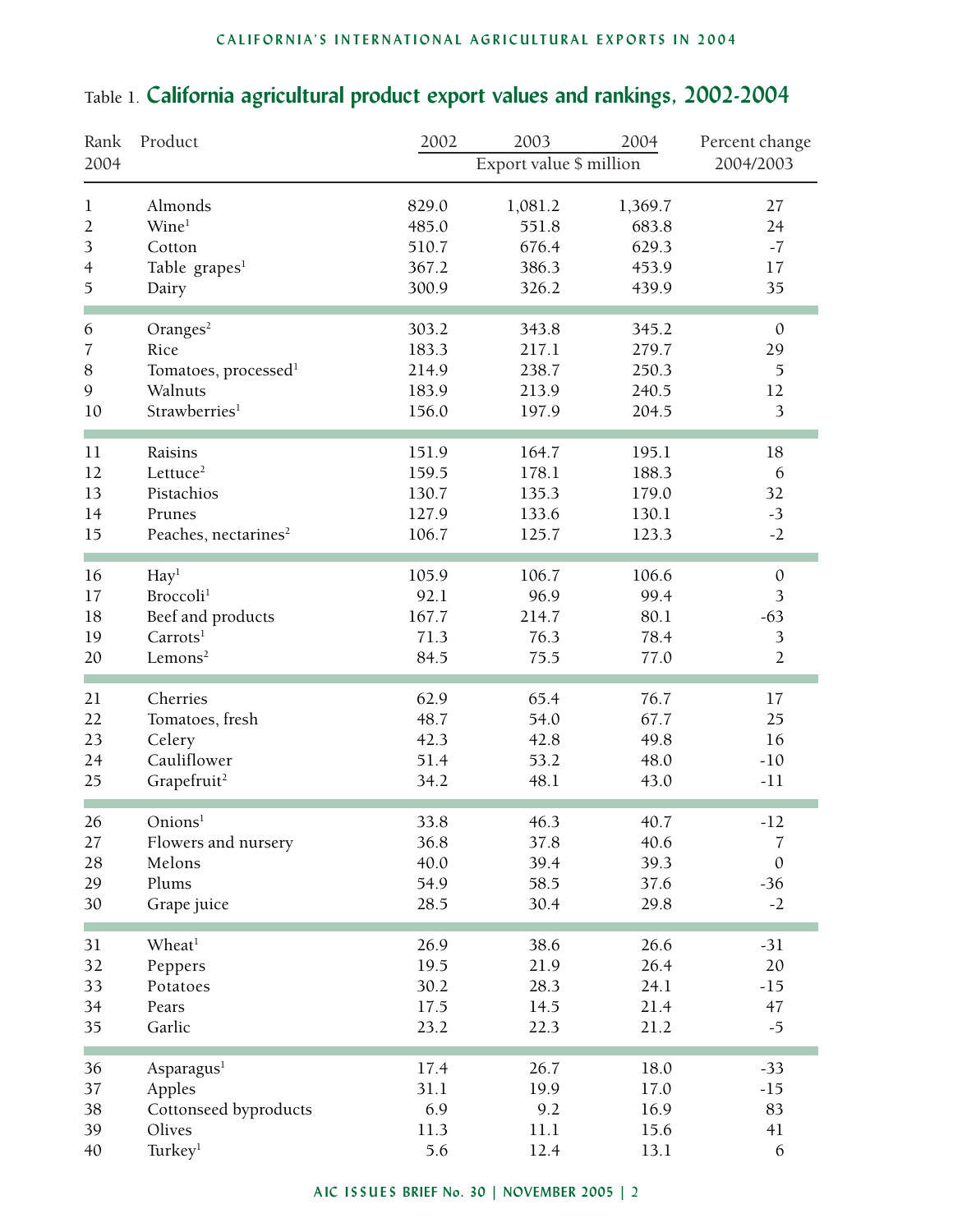Table 1. **California agricultural product export values and rankings, 2002-2004**

| Rank 2004 | Product | 2002 | 2003 | 2004 | Percent change 2004/2003 |
|---|---|---|---|---|---|
| | | Export value $ million | | | |
| 1 | Almonds | 829.0 | 1,081.2 | 1,369.7 | 27 |
| 2 | Wine[1] | 485.0 | 551.8 | 683.8 | 24 |
| 3 | Cotton | 510.7 | 676.4 | 629.3 | -7 |
| 4 | Table grapes[1] | 367.2 | 386.3 | 453.9 | 17 |
| 5 | Dairy | 300.9 | 326.2 | 439.9 | 35 |
| 6 | Oranges[2] | 303.2 | 343.8 | 345.2 | 0 |
| 7 | Rice | 183.3 | 217.1 | 279.7 | 29 |
| 8 | Tomatoes, processed[1] | 214.9 | 238.7 | 250.3 | 5 |
| 9 | Walnuts | 183.9 | 213.9 | 240.5 | 12 |
| 10 | Strawberries[1] | 156.0 | 197.9 | 204.5 | 3 |
| 11 | Raisins | 151.9 | 164.7 | 195.1 | 18 |
| 12 | Lettuce[2] | 159.5 | 178.1 | 188.3 | 6 |
| 13 | Pistachios | 130.7 | 135.3 | 179.0 | 32 |
| 14 | Prunes | 127.9 | 133.6 | 130.1 | -3 |
| 15 | Peaches, nectarines[2] | 106.7 | 125.7 | 123.3 | -2 |
| 16 | Hay[1] | 105.9 | 106.7 | 106.6 | 0 |
| 17 | Broccoli[1] | 92.1 | 96.9 | 99.4 | 3 |
| 18 | Beef and products | 167.7 | 214.7 | 80.1 | -63 |
| 19 | Carrots[1] | 71.3 | 76.3 | 78.4 | 3 |
| 20 | Lemons[2] | 84.5 | 75.5 | 77.0 | 2 |
| 21 | Cherries | 62.9 | 65.4 | 76.7 | 17 |
| 22 | Tomatoes, fresh | 48.7 | 54.0 | 67.7 | 25 |
| 23 | Celery | 42.3 | 42.8 | 49.8 | 16 |
| 24 | Cauliflower | 51.4 | 53.2 | 48.0 | -10 |
| 25 | Grapefruit[2] | 34.2 | 48.1 | 43.0 | -11 |
| 26 | Onions[1] | 33.8 | 46.3 | 40.7 | -12 |
| 27 | Flowers and nursery | 36.8 | 37.8 | 40.6 | 7 |
| 28 | Melons | 40.0 | 39.4 | 39.3 | 0 |
| 29 | Plums | 54.9 | 58.5 | 37.6 | -36 |
| 30 | Grape juice | 28.5 | 30.4 | 29.8 | -2 |
| 31 | Wheat[1] | 26.9 | 38.6 | 26.6 | -31 |
| 32 | Peppers | 19.5 | 21.9 | 26.4 | 20 |
| 33 | Potatoes | 30.2 | 28.3 | 24.1 | -15 |
| 34 | Pears | 17.5 | 14.5 | 21.4 | 47 |
| 35 | Garlic | 23.2 | 22.3 | 21.2 | -5 |
| 36 | Asparagus[1] | 17.4 | 26.7 | 18.0 | -33 |
| 37 | Apples | 31.1 | 19.9 | 17.0 | -15 |
| 38 | Cottonseed byproducts | 6.9 | 9.2 | 16.9 | 83 |
| 39 | Olives | 11.3 | 11.1 | 15.6 | 41 |
| 40 | Turkey[1] | 5.6 | 12.4 | 13.1 | 6 |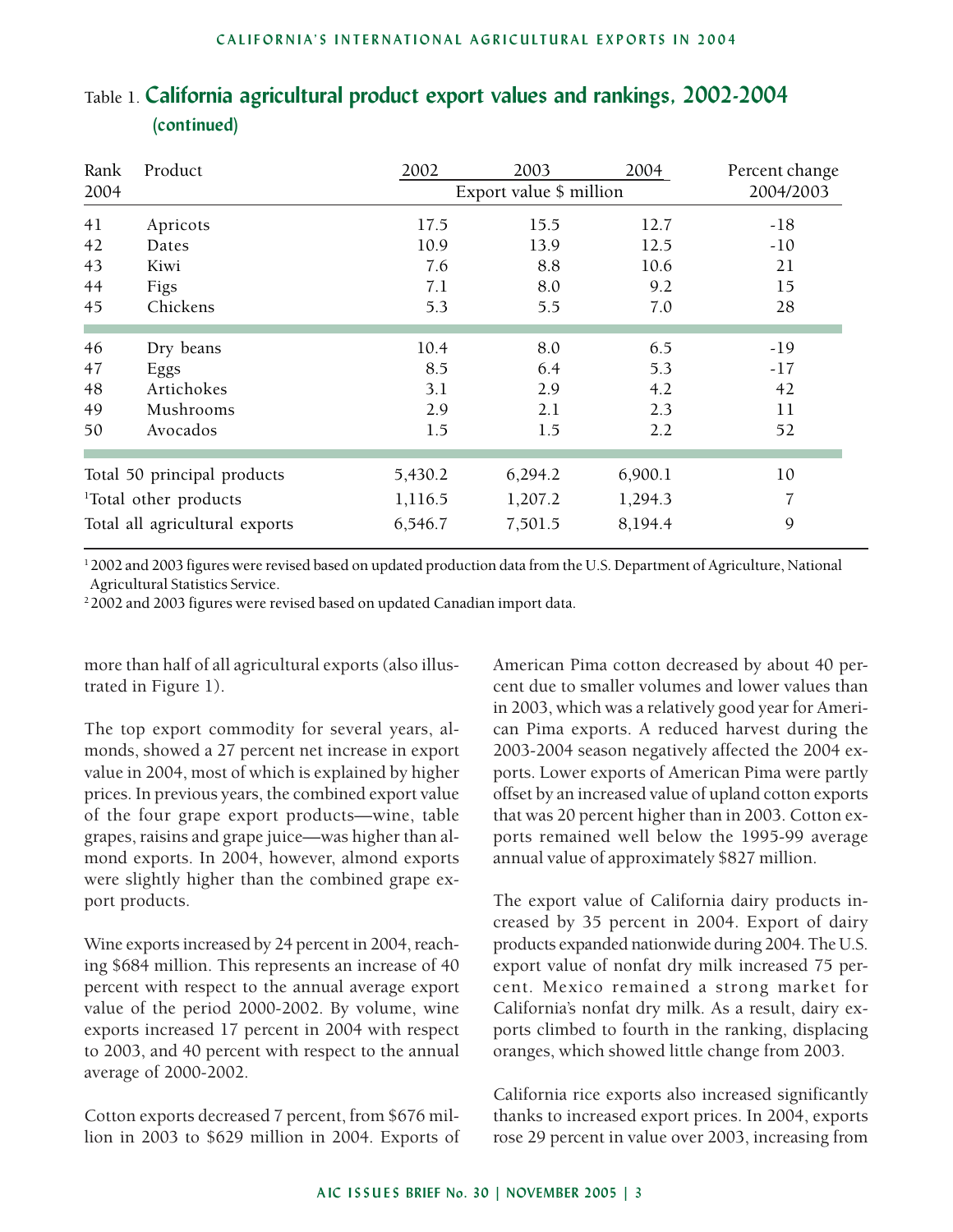## Table 1. California agricultural product export values and rankings, 2002-2004 (continued)

| Rank 2004 | Product | 2002 | 2003 | 2004 | Percent change 2004/2003 |
|---|---|---|---|---|---|
| | | Export value $ million | | | |
| 41 | Apricots | 17.5 | 15.5 | 12.7 | -18 |
| 42 | Dates | 10.9 | 13.9 | 12.5 | -10 |
| 43 | Kiwi | 7.6 | 8.8 | 10.6 | 21 |
| 44 | Figs | 7.1 | 8.0 | 9.2 | 15 |
| 45 | Chickens | 5.3 | 5.5 | 7.0 | 28 |
| 46 | Dry beans | 10.4 | 8.0 | 6.5 | -19 |
| 47 | Eggs | 8.5 | 6.4 | 5.3 | -17 |
| 48 | Artichokes | 3.1 | 2.9 | 4.2 | 42 |
| 49 | Mushrooms | 2.9 | 2.1 | 2.3 | 11 |
| 50 | Avocados | 1.5 | 1.5 | 2.2 | 52 |
| Total 50 principal products | | 5,430.2 | 6,294.2 | 6,900.1 | 10 |
| [1]Total other products | | 1,116.5 | 1,207.2 | 1,294.3 | 7 |
| Total all agricultural exports | | 6,546.7 | 7,501.5 | 8,194.4 | 9 |

[1] 2002 and 2003 figures were revised based on updated production data from the U.S. Department of Agriculture, National Agricultural Statistics Service.

[2] 2002 and 2003 figures were revised based on updated Canadian import data.

more than half of all agricultural exports (also illustrated in Figure 1).

The top export commodity for several years, almonds, showed a 27 percent net increase in export value in 2004, most of which is explained by higher prices. In previous years, the combined export value of the four grape export products—wine, table grapes, raisins and grape juice—was higher than almond exports. In 2004, however, almond exports were slightly higher than the combined grape export products.

Wine exports increased by 24 percent in 2004, reaching $684 million. This represents an increase of 40 percent with respect to the annual average export value of the period 2000-2002. By volume, wine exports increased 17 percent in 2004 with respect to 2003, and 40 percent with respect to the annual average of 2000-2002.

Cotton exports decreased 7 percent, from $676 million in 2003 to $629 million in 2004. Exports of American Pima cotton decreased by about 40 percent due to smaller volumes and lower values than in 2003, which was a relatively good year for American Pima exports. A reduced harvest during the 2003-2004 season negatively affected the 2004 exports. Lower exports of American Pima were partly offset by an increased value of upland cotton exports that was 20 percent higher than in 2003. Cotton exports remained well below the 1995-99 average annual value of approximately $827 million.

The export value of California dairy products increased by 35 percent in 2004. Export of dairy products expanded nationwide during 2004. The U.S. export value of nonfat dry milk increased 75 percent. Mexico remained a strong market for California's nonfat dry milk. As a result, dairy exports climbed to fourth in the ranking, displacing oranges, which showed little change from 2003.

California rice exports also increased significantly thanks to increased export prices. In 2004, exports rose 29 percent in value over 2003, increasing from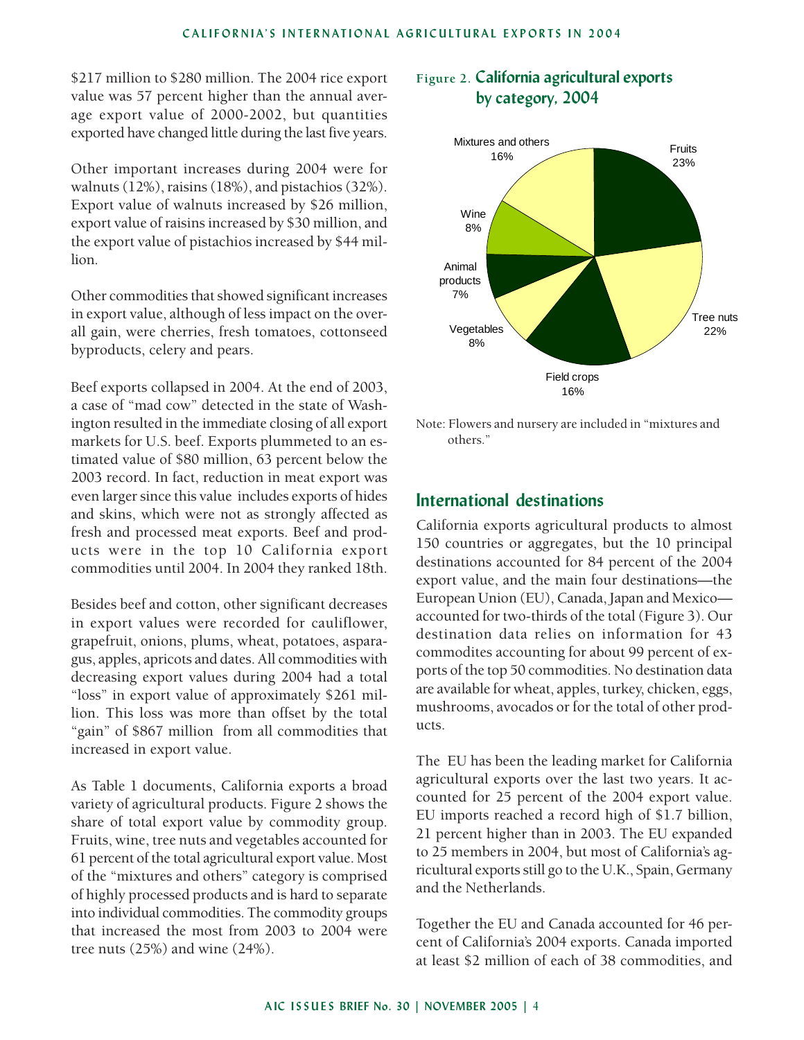$217 million to $280 million. The 2004 rice export value was 57 percent higher than the annual average export value of 2000-2002, but quantities exported have changed little during the last five years.

Other important increases during 2004 were for walnuts (12%), raisins (18%), and pistachios (32%). Export value of walnuts increased by $26 million, export value of raisins increased by $30 million, and the export value of pistachios increased by $44 million.

Other commodities that showed significant increases in export value, although of less impact on the overall gain, were cherries, fresh tomatoes, cottonseed byproducts, celery and pears.

Beef exports collapsed in 2004. At the end of 2003, a case of "mad cow" detected in the state of Washington resulted in the immediate closing of all export markets for U.S. beef. Exports plummeted to an estimated value of $80 million, 63 percent below the 2003 record. In fact, reduction in meat export was even larger since this value includes exports of hides and skins, which were not as strongly affected as fresh and processed meat exports. Beef and products were in the top 10 California export commodities until 2004. In 2004 they ranked 18th.

Besides beef and cotton, other significant decreases in export values were recorded for cauliflower, grapefruit, onions, plums, wheat, potatoes, asparagus, apples, apricots and dates. All commodities with decreasing export values during 2004 had a total "loss" in export value of approximately $261 million. This loss was more than offset by the total "gain" of $867 million from all commodities that increased in export value.

As Table 1 documents, California exports a broad variety of agricultural products. Figure 2 shows the share of total export value by commodity group. Fruits, wine, tree nuts and vegetables accounted for 61 percent of the total agricultural export value. Most of the "mixtures and others" category is comprised of highly processed products and is hard to separate into individual commodities. The commodity groups that increased the most from 2003 to 2004 were tree nuts (25%) and wine (24%).

**Figure 2. California agricultural exports by category, 2004**

| Category | Share |
|---|---|
| Fruits | 23% |
| Tree nuts | 22% |
| Field crops | 16% |
| Vegetables | 8% |
| Animal products | 7% |
| Wine | 8% |
| Mixtures and others | 16% |

Note: Flowers and nursery are included in "mixtures and others."

## International destinations

California exports agricultural products to almost 150 countries or aggregates, but the 10 principal destinations accounted for 84 percent of the 2004 export value, and the main four destinations—the European Union (EU), Canada, Japan and Mexico—accounted for two-thirds of the total (Figure 3). Our destination data relies on information for 43 commodites accounting for about 99 percent of exports of the top 50 commodities. No destination data are available for wheat, apples, turkey, chicken, eggs, mushrooms, avocados or for the total of other products.

The EU has been the leading market for California agricultural exports over the last two years. It accounted for 25 percent of the 2004 export value. EU imports reached a record high of $1.7 billion, 21 percent higher than in 2003. The EU expanded to 25 members in 2004, but most of California's agricultural exports still go to the U.K., Spain, Germany and the Netherlands.

Together the EU and Canada accounted for 46 percent of California's 2004 exports. Canada imported at least $2 million of each of 38 commodities, and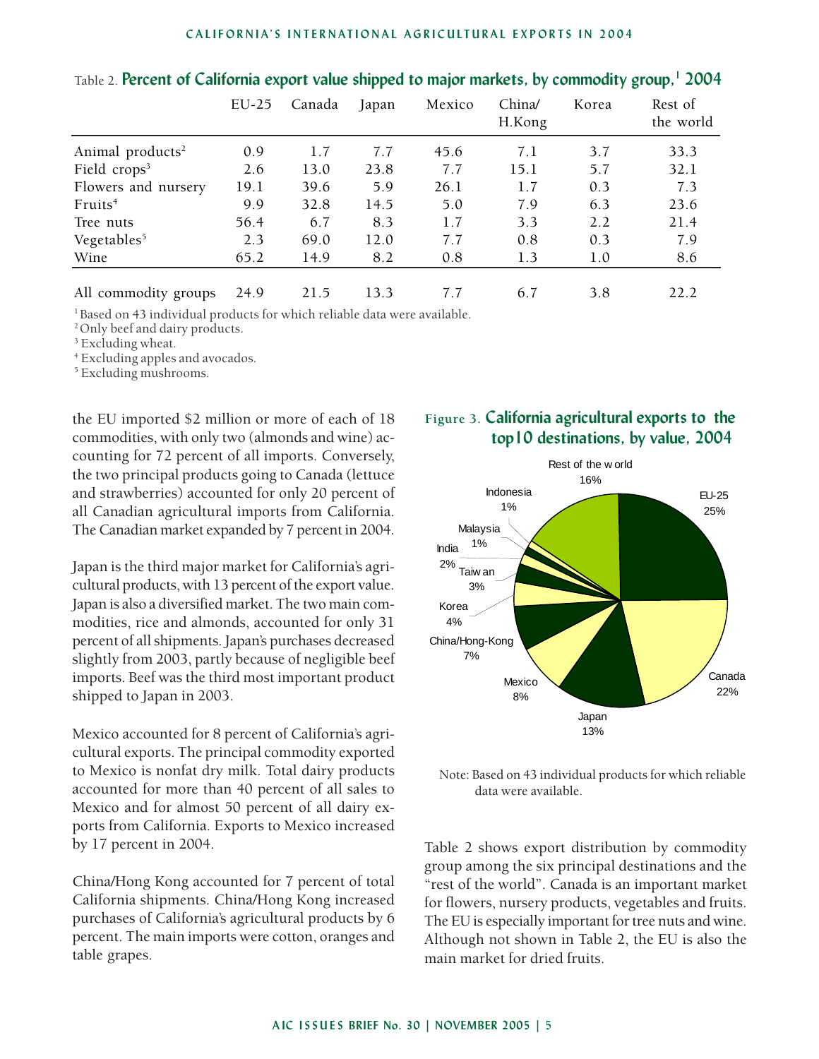Table 2. **Percent of California export value shipped to major markets, by commodity group,[1] 2004**

| | EU-25 | Canada | Japan | Mexico | China/ H.Kong | Korea | Rest of the world |
|---|---|---|---|---|---|---|---|
| Animal products[2] | 0.9 | 1.7 | 7.7 | 45.6 | 7.1 | 3.7 | 33.3 |
| Field crops[3] | 2.6 | 13.0 | 23.8 | 7.7 | 15.1 | 5.7 | 32.1 |
| Flowers and nursery | 19.1 | 39.6 | 5.9 | 26.1 | 1.7 | 0.3 | 7.3 |
| Fruits[4] | 9.9 | 32.8 | 14.5 | 5.0 | 7.9 | 6.3 | 23.6 |
| Tree nuts | 56.4 | 6.7 | 8.3 | 1.7 | 3.3 | 2.2 | 21.4 |
| Vegetables[5] | 2.3 | 69.0 | 12.0 | 7.7 | 0.8 | 0.3 | 7.9 |
| Wine | 65.2 | 14.9 | 8.2 | 0.8 | 1.3 | 1.0 | 8.6 |
| All commodity groups | 24.9 | 21.5 | 13.3 | 7.7 | 6.7 | 3.8 | 22.2 |

[1] Based on 43 individual products for which reliable data were available.
[2] Only beef and dairy products.
[3] Excluding wheat.
[4] Excluding apples and avocados.
[5] Excluding mushrooms.

the EU imported $2 million or more of each of 18 commodities, with only two (almonds and wine) accounting for 72 percent of all imports. Conversely, the two principal products going to Canada (lettuce and strawberries) accounted for only 20 percent of all Canadian agricultural imports from California. The Canadian market expanded by 7 percent in 2004.

Japan is the third major market for California's agricultural products, with 13 percent of the export value. Japan is also a diversified market. The two main commodities, rice and almonds, accounted for only 31 percent of all shipments. Japan's purchases decreased slightly from 2003, partly because of negligible beef imports. Beef was the third most important product shipped to Japan in 2003.

Mexico accounted for 8 percent of California's agricultural exports. The principal commodity exported to Mexico is nonfat dry milk. Total dairy products accounted for more than 40 percent of all sales to Mexico and for almost 50 percent of all dairy exports from California. Exports to Mexico increased by 17 percent in 2004.

China/Hong Kong accounted for 7 percent of total California shipments. China/Hong Kong increased purchases of California's agricultural products by 6 percent. The main imports were cotton, oranges and table grapes.

Figure 3. **California agricultural exports to the top10 destinations, by value, 2004**

| Destination | Share |
|---|---|
| EU-25 | 25% |
| Canada | 22% |
| Japan | 13% |
| Mexico | 8% |
| China/Hong-Kong | 7% |
| Korea | 4% |
| Taiwan | 3% |
| India | 2% |
| Malaysia | 1% |
| Indonesia | 1% |
| Rest of the world | 16% |

Note: Based on 43 individual products for which reliable data were available.

Table 2 shows export distribution by commodity group among the six principal destinations and the "rest of the world". Canada is an important market for flowers, nursery products, vegetables and fruits. The EU is especially important for tree nuts and wine. Although not shown in Table 2, the EU is also the main market for dried fruits.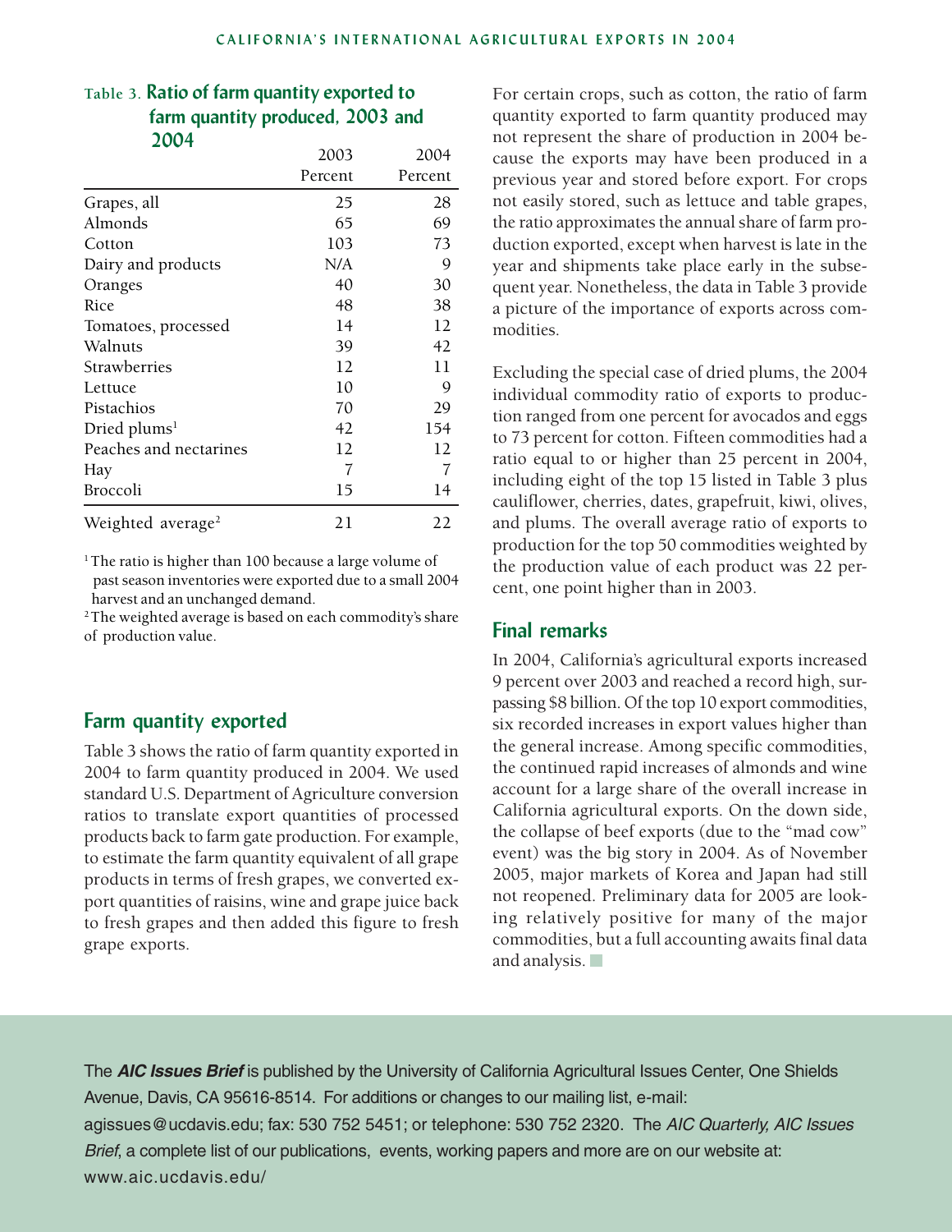Table 3. **Ratio of farm quantity exported to farm quantity produced, 2003 and 2004**

| | 2003 Percent | 2004 Percent |
|---|---|---|
| Grapes, all | 25 | 28 |
| Almonds | 65 | 69 |
| Cotton | 103 | 73 |
| Dairy and products | N/A | 9 |
| Oranges | 40 | 30 |
| Rice | 48 | 38 |
| Tomatoes, processed | 14 | 12 |
| Walnuts | 39 | 42 |
| Strawberries | 12 | 11 |
| Lettuce | 10 | 9 |
| Pistachios | 70 | 29 |
| Dried plums[1] | 42 | 154 |
| Peaches and nectarines | 12 | 12 |
| Hay | 7 | 7 |
| Broccoli | 15 | 14 |
| Weighted average[2] | 21 | 22 |

[1] The ratio is higher than 100 because a large volume of past season inventories were exported due to a small 2004 harvest and an unchanged demand.

[2] The weighted average is based on each commodity's share of production value.

## Farm quantity exported

Table 3 shows the ratio of farm quantity exported in 2004 to farm quantity produced in 2004. We used standard U.S. Department of Agriculture conversion ratios to translate export quantities of processed products back to farm gate production. For example, to estimate the farm quantity equivalent of all grape products in terms of fresh grapes, we converted export quantities of raisins, wine and grape juice back to fresh grapes and then added this figure to fresh grape exports.

For certain crops, such as cotton, the ratio of farm quantity exported to farm quantity produced may not represent the share of production in 2004 because the exports may have been produced in a previous year and stored before export. For crops not easily stored, such as lettuce and table grapes, the ratio approximates the annual share of farm production exported, except when harvest is late in the year and shipments take place early in the subsequent year. Nonetheless, the data in Table 3 provide a picture of the importance of exports across commodities.

Excluding the special case of dried plums, the 2004 individual commodity ratio of exports to production ranged from one percent for avocados and eggs to 73 percent for cotton. Fifteen commodities had a ratio equal to or higher than 25 percent in 2004, including eight of the top 15 listed in Table 3 plus cauliflower, cherries, dates, grapefruit, kiwi, olives, and plums. The overall average ratio of exports to production for the top 50 commodities weighted by the production value of each product was 22 percent, one point higher than in 2003.

## Final remarks

In 2004, California's agricultural exports increased 9 percent over 2003 and reached a record high, surpassing $8 billion. Of the top 10 export commodities, six recorded increases in export values higher than the general increase. Among specific commodities, the continued rapid increases of almonds and wine account for a large share of the overall increase in California agricultural exports. On the down side, the collapse of beef exports (due to the "mad cow" event) was the big story in 2004. As of November 2005, major markets of Korea and Japan had still not reopened. Preliminary data for 2005 are looking relatively positive for many of the major commodities, but a full accounting awaits final data and analysis.

The ***AIC Issues Brief*** is published by the University of California Agricultural Issues Center, One Shields Avenue, Davis, CA 95616-8514. For additions or changes to our mailing list, e-mail: agissues@ucdavis.edu; fax: 530 752 5451; or telephone: 530 752 2320. The *AIC Quarterly, AIC Issues Brief*, a complete list of our publications, events, working papers and more are on our website at: www.aic.ucdavis.edu/